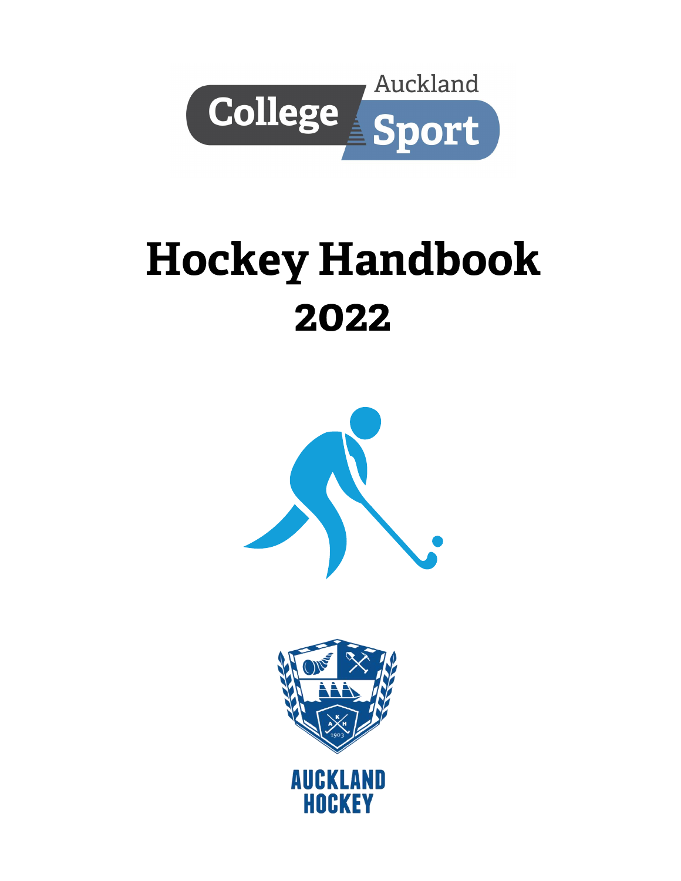Auckland College Sport

# Hockey Handbook

# 2022

AUCKLAND HOCKEY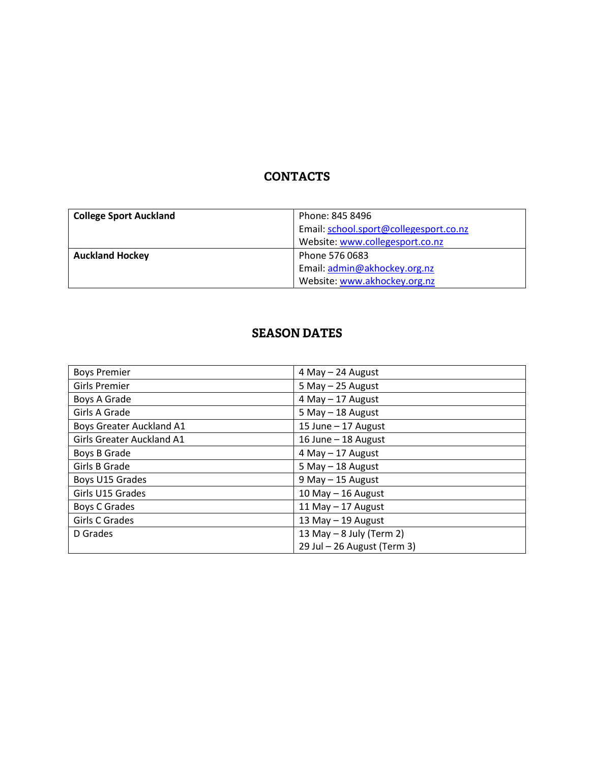## CONTACTS

| | |
|---|---|
| **College Sport Auckland** | Phone: 845 8496<br>Email: school.sport@collegesport.co.nz<br>Website: www.collegesport.co.nz |
| **Auckland Hockey** | Phone 576 0683<br>Email: admin@akhockey.org.nz<br>Website: www.akhockey.org.nz |

## SEASON DATES

| | |
|---|---|
| Boys Premier | 4 May – 24 August |
| Girls Premier | 5 May – 25 August |
| Boys A Grade | 4 May – 17 August |
| Girls A Grade | 5 May – 18 August |
| Boys Greater Auckland A1 | 15 June – 17 August |
| Girls Greater Auckland A1 | 16 June – 18 August |
| Boys B Grade | 4 May – 17 August |
| Girls B Grade | 5 May – 18 August |
| Boys U15 Grades | 9 May – 15 August |
| Girls U15 Grades | 10 May – 16 August |
| Boys C Grades | 11 May – 17 August |
| Girls C Grades | 13 May – 19 August |
| D Grades | 13 May – 8 July (Term 2)<br>29 Jul – 26 August (Term 3) |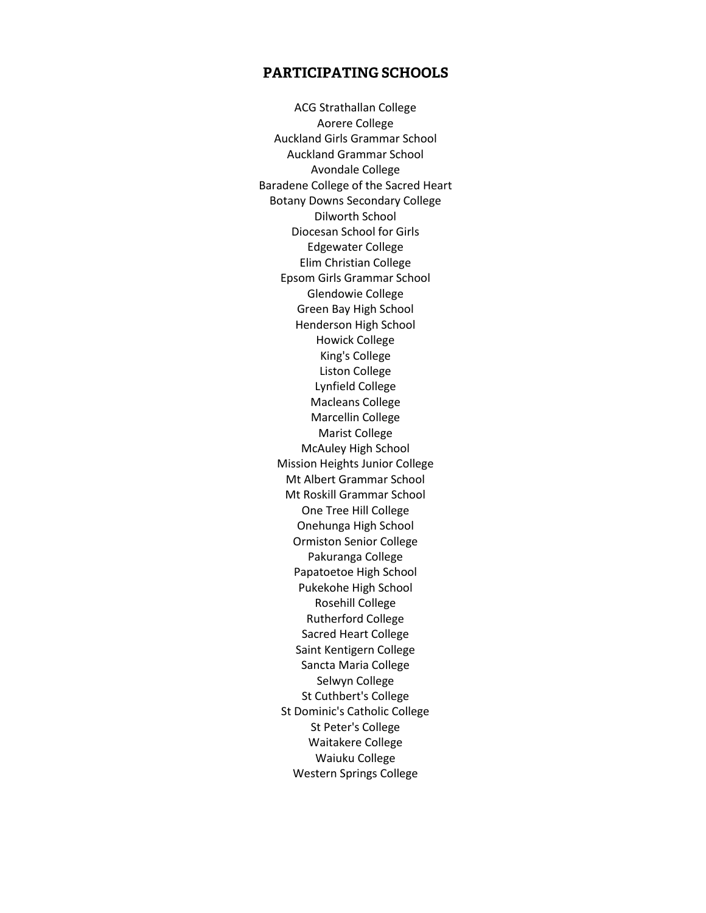## PARTICIPATING SCHOOLS

ACG Strathallan College
Aorere College
Auckland Girls Grammar School
Auckland Grammar School
Avondale College
Baradene College of the Sacred Heart
Botany Downs Secondary College
Dilworth School
Diocesan School for Girls
Edgewater College
Elim Christian College
Epsom Girls Grammar School
Glendowie College
Green Bay High School
Henderson High School
Howick College
King's College
Liston College
Lynfield College
Macleans College
Marcellin College
Marist College
McAuley High School
Mission Heights Junior College
Mt Albert Grammar School
Mt Roskill Grammar School
One Tree Hill College
Onehunga High School
Ormiston Senior College
Pakuranga College
Papatoetoe High School
Pukekohe High School
Rosehill College
Rutherford College
Sacred Heart College
Saint Kentigern College
Sancta Maria College
Selwyn College
St Cuthbert's College
St Dominic's Catholic College
St Peter's College
Waitakere College
Waiuku College
Western Springs College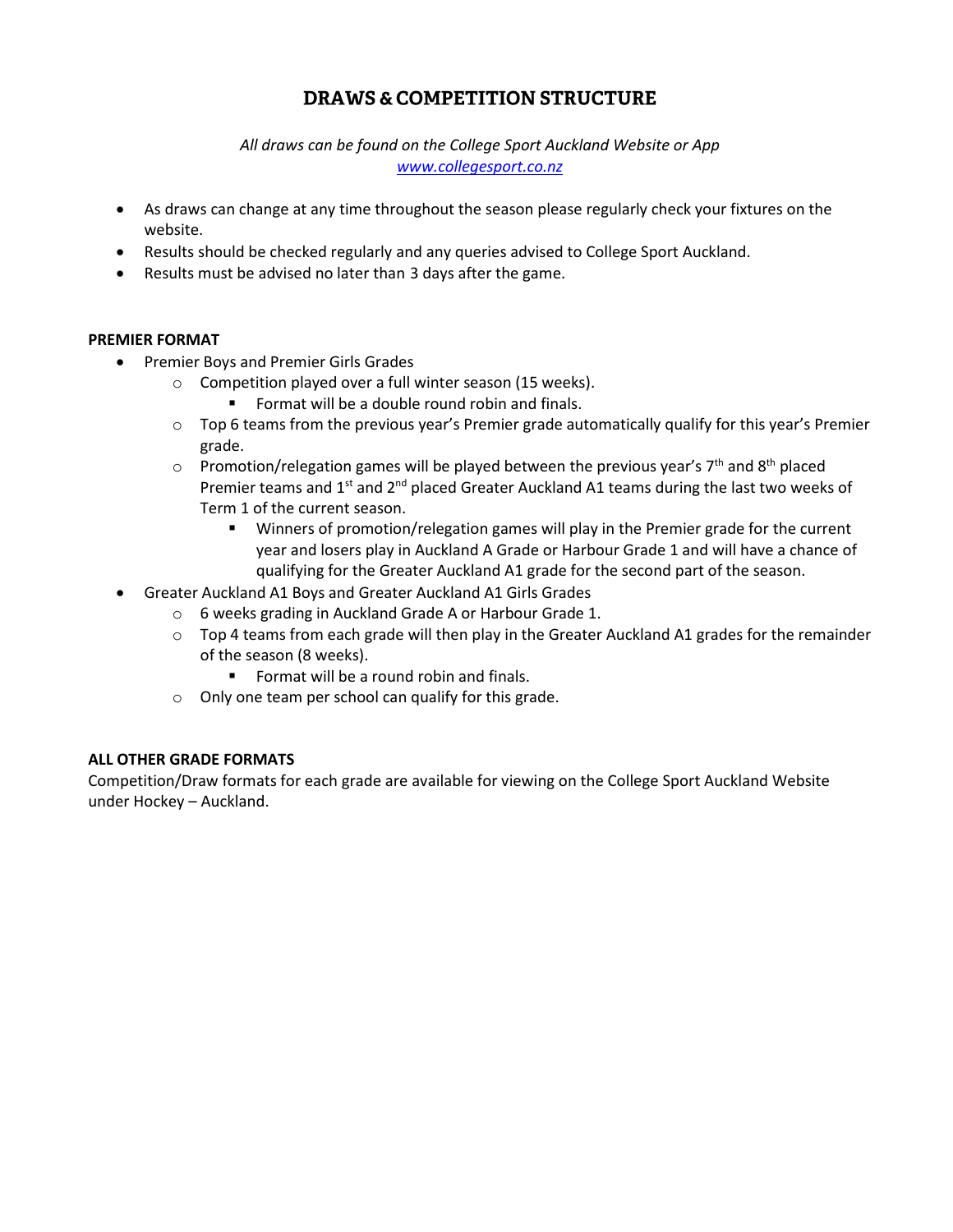# DRAWS & COMPETITION STRUCTURE

*All draws can be found on the College Sport Auckland Website or App*
*[www.collegesport.co.nz](http://www.collegesport.co.nz)*

- As draws can change at any time throughout the season please regularly check your fixtures on the website.
- Results should be checked regularly and any queries advised to College Sport Auckland.
- Results must be advised no later than 3 days after the game.

**PREMIER FORMAT**

- Premier Boys and Premier Girls Grades
    - Competition played over a full winter season (15 weeks).
        - Format will be a double round robin and finals.
    - Top 6 teams from the previous year's Premier grade automatically qualify for this year's Premier grade.
    - Promotion/relegation games will be played between the previous year's 7th and 8th placed Premier teams and 1st and 2nd placed Greater Auckland A1 teams during the last two weeks of Term 1 of the current season.
        - Winners of promotion/relegation games will play in the Premier grade for the current year and losers play in Auckland A Grade or Harbour Grade 1 and will have a chance of qualifying for the Greater Auckland A1 grade for the second part of the season.
- Greater Auckland A1 Boys and Greater Auckland A1 Girls Grades
    - 6 weeks grading in Auckland Grade A or Harbour Grade 1.
    - Top 4 teams from each grade will then play in the Greater Auckland A1 grades for the remainder of the season (8 weeks).
        - Format will be a round robin and finals.
    - Only one team per school can qualify for this grade.

**ALL OTHER GRADE FORMATS**

Competition/Draw formats for each grade are available for viewing on the College Sport Auckland Website under Hockey – Auckland.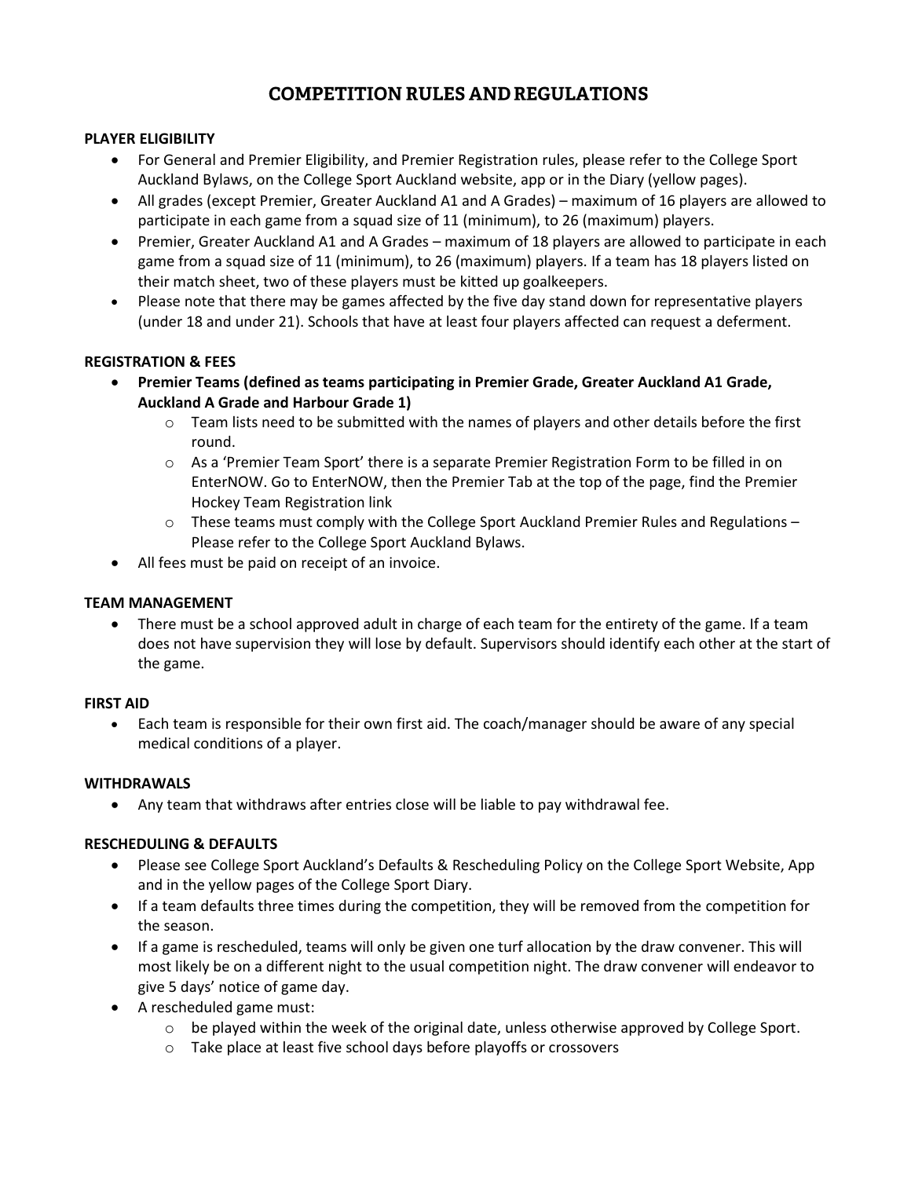# COMPETITION RULES AND REGULATIONS

**PLAYER ELIGIBILITY**

- For General and Premier Eligibility, and Premier Registration rules, please refer to the College Sport Auckland Bylaws, on the College Sport Auckland website, app or in the Diary (yellow pages).
- All grades (except Premier, Greater Auckland A1 and A Grades) – maximum of 16 players are allowed to participate in each game from a squad size of 11 (minimum), to 26 (maximum) players.
- Premier, Greater Auckland A1 and A Grades – maximum of 18 players are allowed to participate in each game from a squad size of 11 (minimum), to 26 (maximum) players. If a team has 18 players listed on their match sheet, two of these players must be kitted up goalkeepers.
- Please note that there may be games affected by the five day stand down for representative players (under 18 and under 21). Schools that have at least four players affected can request a deferment.

**REGISTRATION & FEES**

- **Premier Teams (defined as teams participating in Premier Grade, Greater Auckland A1 Grade, Auckland A Grade and Harbour Grade 1)**
  - Team lists need to be submitted with the names of players and other details before the first round.
  - As a 'Premier Team Sport' there is a separate Premier Registration Form to be filled in on EnterNOW. Go to EnterNOW, then the Premier Tab at the top of the page, find the Premier Hockey Team Registration link
  - These teams must comply with the College Sport Auckland Premier Rules and Regulations – Please refer to the College Sport Auckland Bylaws.
- All fees must be paid on receipt of an invoice.

**TEAM MANAGEMENT**

- There must be a school approved adult in charge of each team for the entirety of the game. If a team does not have supervision they will lose by default. Supervisors should identify each other at the start of the game.

**FIRST AID**

- Each team is responsible for their own first aid. The coach/manager should be aware of any special medical conditions of a player.

**WITHDRAWALS**

- Any team that withdraws after entries close will be liable to pay withdrawal fee.

**RESCHEDULING & DEFAULTS**

- Please see College Sport Auckland's Defaults & Rescheduling Policy on the College Sport Website, App and in the yellow pages of the College Sport Diary.
- If a team defaults three times during the competition, they will be removed from the competition for the season.
- If a game is rescheduled, teams will only be given one turf allocation by the draw convener. This will most likely be on a different night to the usual competition night. The draw convener will endeavor to give 5 days' notice of game day.
- A rescheduled game must:
  - be played within the week of the original date, unless otherwise approved by College Sport.
  - Take place at least five school days before playoffs or crossovers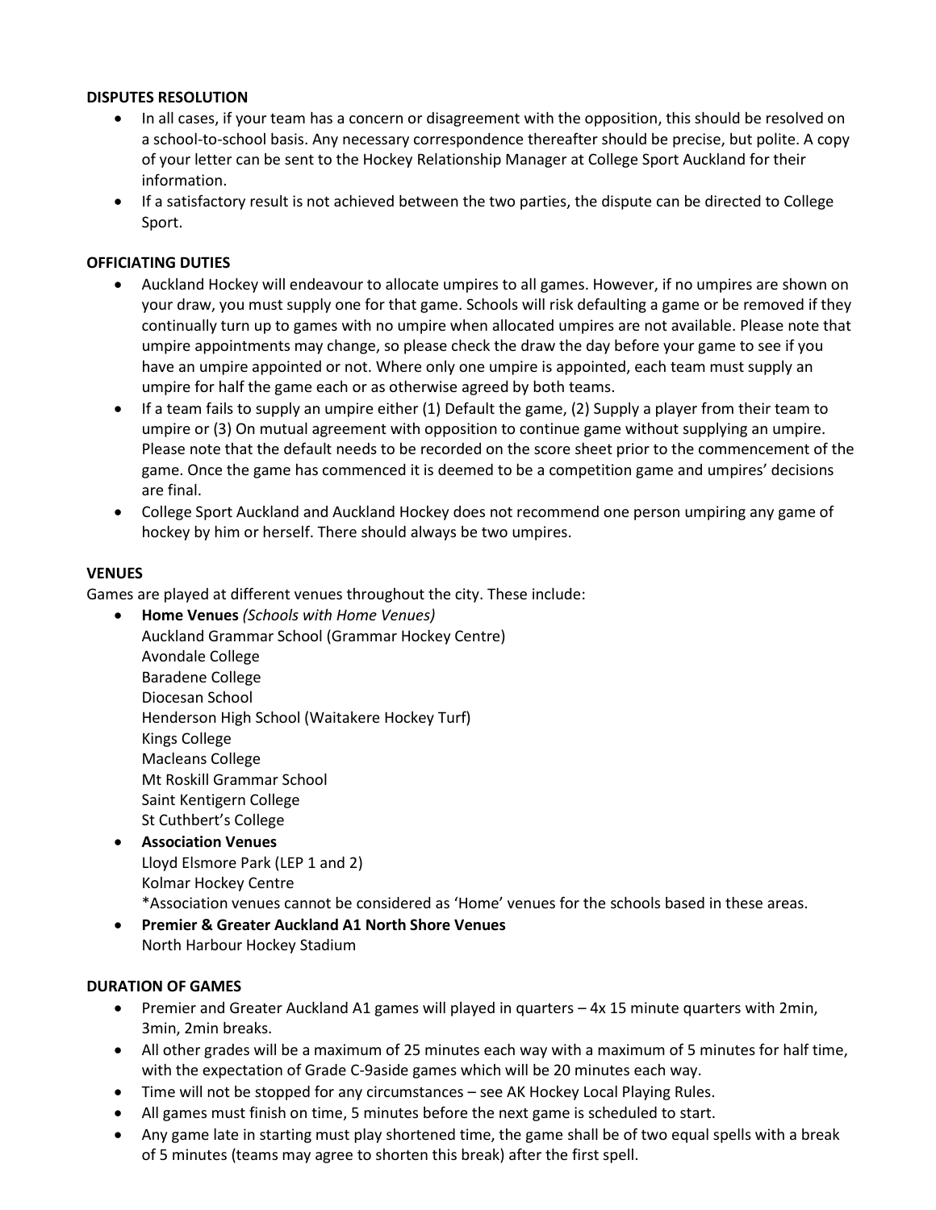**DISPUTES RESOLUTION**

- In all cases, if your team has a concern or disagreement with the opposition, this should be resolved on a school-to-school basis. Any necessary correspondence thereafter should be precise, but polite. A copy of your letter can be sent to the Hockey Relationship Manager at College Sport Auckland for their information.
- If a satisfactory result is not achieved between the two parties, the dispute can be directed to College Sport.

**OFFICIATING DUTIES**

- Auckland Hockey will endeavour to allocate umpires to all games. However, if no umpires are shown on your draw, you must supply one for that game. Schools will risk defaulting a game or be removed if they continually turn up to games with no umpire when allocated umpires are not available. Please note that umpire appointments may change, so please check the draw the day before your game to see if you have an umpire appointed or not. Where only one umpire is appointed, each team must supply an umpire for half the game each or as otherwise agreed by both teams.
- If a team fails to supply an umpire either (1) Default the game, (2) Supply a player from their team to umpire or (3) On mutual agreement with opposition to continue game without supplying an umpire. Please note that the default needs to be recorded on the score sheet prior to the commencement of the game. Once the game has commenced it is deemed to be a competition game and umpires' decisions are final.
- College Sport Auckland and Auckland Hockey does not recommend one person umpiring any game of hockey by him or herself. There should always be two umpires.

**VENUES**

Games are played at different venues throughout the city. These include:

- **Home Venues** *(Schools with Home Venues)*
  Auckland Grammar School (Grammar Hockey Centre)
  Avondale College
  Baradene College
  Diocesan School
  Henderson High School (Waitakere Hockey Turf)
  Kings College
  Macleans College
  Mt Roskill Grammar School
  Saint Kentigern College
  St Cuthbert's College
- **Association Venues**
  Lloyd Elsmore Park (LEP 1 and 2)
  Kolmar Hockey Centre
  *Association venues cannot be considered as 'Home' venues for the schools based in these areas.
- **Premier & Greater Auckland A1 North Shore Venues**
  North Harbour Hockey Stadium

**DURATION OF GAMES**

- Premier and Greater Auckland A1 games will played in quarters – 4x 15 minute quarters with 2min, 3min, 2min breaks.
- All other grades will be a maximum of 25 minutes each way with a maximum of 5 minutes for half time, with the expectation of Grade C-9aside games which will be 20 minutes each way.
- Time will not be stopped for any circumstances – see AK Hockey Local Playing Rules.
- All games must finish on time, 5 minutes before the next game is scheduled to start.
- Any game late in starting must play shortened time, the game shall be of two equal spells with a break of 5 minutes (teams may agree to shorten this break) after the first spell.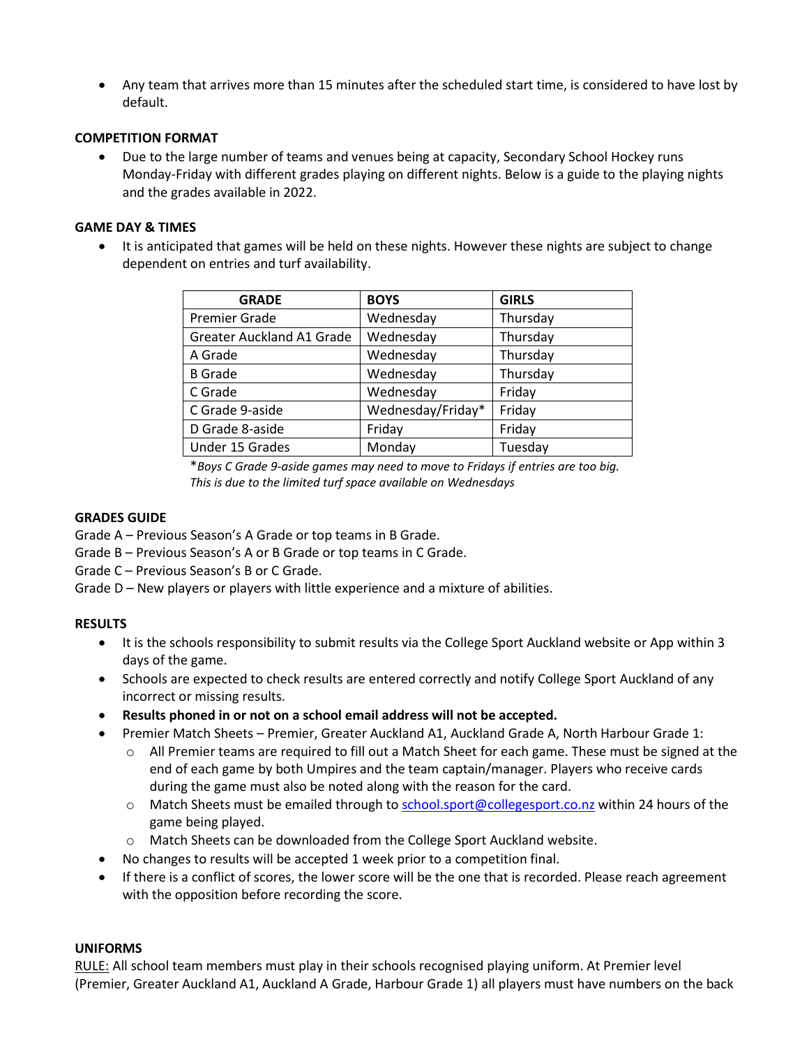- Any team that arrives more than 15 minutes after the scheduled start time, is considered to have lost by default.

**COMPETITION FORMAT**

- Due to the large number of teams and venues being at capacity, Secondary School Hockey runs Monday-Friday with different grades playing on different nights. Below is a guide to the playing nights and the grades available in 2022.

**GAME DAY & TIMES**

- It is anticipated that games will be held on these nights. However these nights are subject to change dependent on entries and turf availability.

| GRADE | BOYS | GIRLS |
|---|---|---|
| Premier Grade | Wednesday | Thursday |
| Greater Auckland A1 Grade | Wednesday | Thursday |
| A Grade | Wednesday | Thursday |
| B Grade | Wednesday | Thursday |
| C Grade | Wednesday | Friday |
| C Grade 9-aside | Wednesday/Friday* | Friday |
| D Grade 8-aside | Friday | Friday |
| Under 15 Grades | Monday | Tuesday |

*Boys C Grade 9-aside games may need to move to Fridays if entries are too big. This is due to the limited turf space available on Wednesdays*

**GRADES GUIDE**

Grade A – Previous Season's A Grade or top teams in B Grade.
Grade B – Previous Season's A or B Grade or top teams in C Grade.
Grade C – Previous Season's B or C Grade.
Grade D – New players or players with little experience and a mixture of abilities.

**RESULTS**

- It is the schools responsibility to submit results via the College Sport Auckland website or App within 3 days of the game.
- Schools are expected to check results are entered correctly and notify College Sport Auckland of any incorrect or missing results.
- **Results phoned in or not on a school email address will not be accepted.**
- Premier Match Sheets – Premier, Greater Auckland A1, Auckland Grade A, North Harbour Grade 1:
  - All Premier teams are required to fill out a Match Sheet for each game. These must be signed at the end of each game by both Umpires and the team captain/manager. Players who receive cards during the game must also be noted along with the reason for the card.
  - Match Sheets must be emailed through to school.sport@collegesport.co.nz within 24 hours of the game being played.
  - Match Sheets can be downloaded from the College Sport Auckland website.
- No changes to results will be accepted 1 week prior to a competition final.
- If there is a conflict of scores, the lower score will be the one that is recorded. Please reach agreement with the opposition before recording the score.

**UNIFORMS**

RULE: All school team members must play in their schools recognised playing uniform. At Premier level (Premier, Greater Auckland A1, Auckland A Grade, Harbour Grade 1) all players must have numbers on the back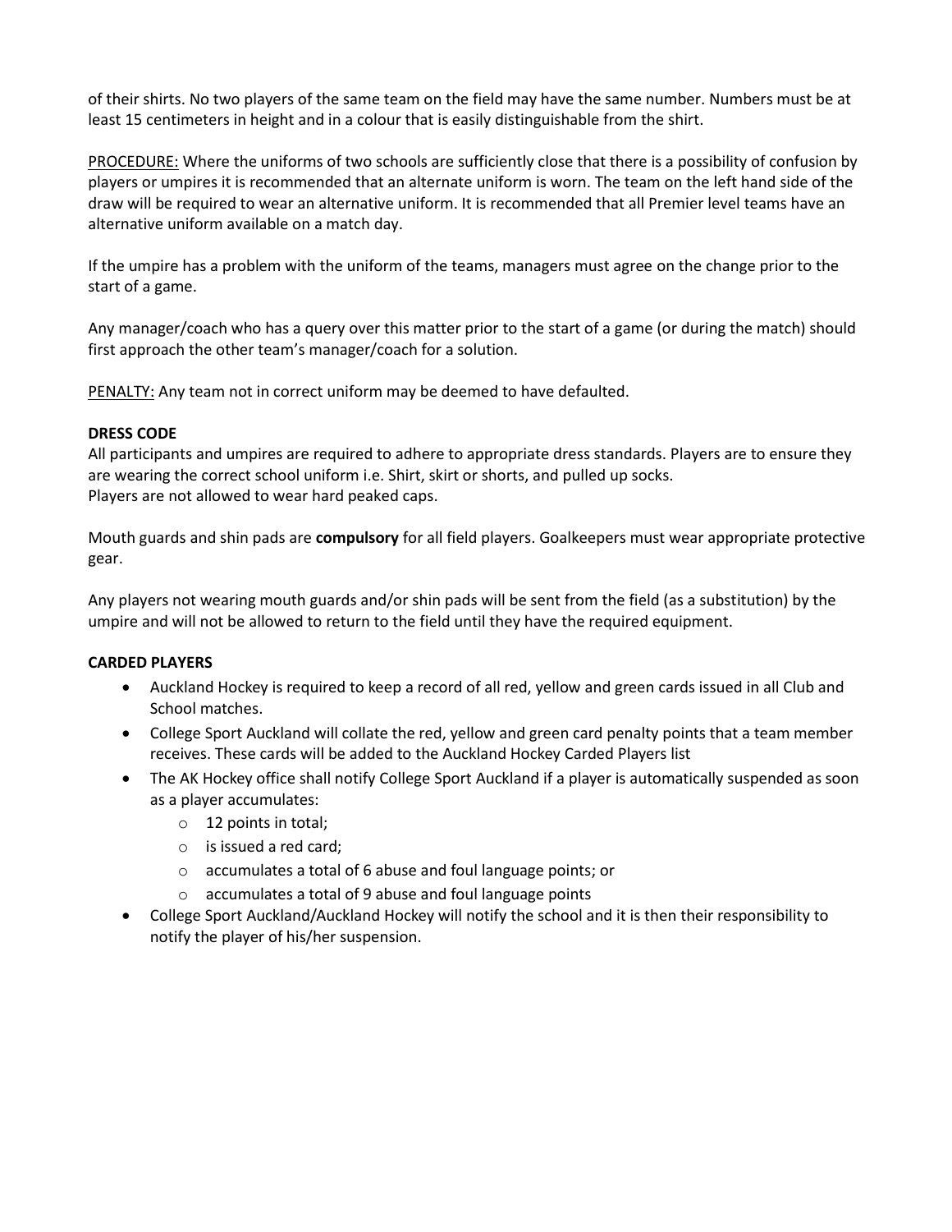of their shirts. No two players of the same team on the field may have the same number. Numbers must be at least 15 centimeters in height and in a colour that is easily distinguishable from the shirt.

PROCEDURE: Where the uniforms of two schools are sufficiently close that there is a possibility of confusion by players or umpires it is recommended that an alternate uniform is worn. The team on the left hand side of the draw will be required to wear an alternative uniform. It is recommended that all Premier level teams have an alternative uniform available on a match day.

If the umpire has a problem with the uniform of the teams, managers must agree on the change prior to the start of a game.

Any manager/coach who has a query over this matter prior to the start of a game (or during the match) should first approach the other team's manager/coach for a solution.

PENALTY: Any team not in correct uniform may be deemed to have defaulted.

**DRESS CODE**

All participants and umpires are required to adhere to appropriate dress standards. Players are to ensure they are wearing the correct school uniform i.e. Shirt, skirt or shorts, and pulled up socks.
Players are not allowed to wear hard peaked caps.

Mouth guards and shin pads are **compulsory** for all field players. Goalkeepers must wear appropriate protective gear.

Any players not wearing mouth guards and/or shin pads will be sent from the field (as a substitution) by the umpire and will not be allowed to return to the field until they have the required equipment.

**CARDED PLAYERS**

- Auckland Hockey is required to keep a record of all red, yellow and green cards issued in all Club and School matches.
- College Sport Auckland will collate the red, yellow and green card penalty points that a team member receives. These cards will be added to the Auckland Hockey Carded Players list
- The AK Hockey office shall notify College Sport Auckland if a player is automatically suspended as soon as a player accumulates:
  - 12 points in total;
  - is issued a red card;
  - accumulates a total of 6 abuse and foul language points; or
  - accumulates a total of 9 abuse and foul language points
- College Sport Auckland/Auckland Hockey will notify the school and it is then their responsibility to notify the player of his/her suspension.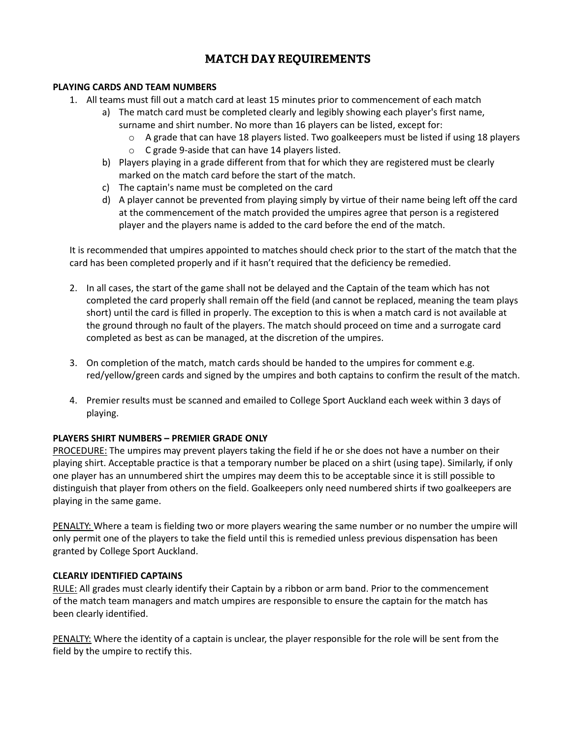# MATCH DAY REQUIREMENTS

**PLAYING CARDS AND TEAM NUMBERS**

1. All teams must fill out a match card at least 15 minutes prior to commencement of each match
   a) The match card must be completed clearly and legibly showing each player's first name, surname and shirt number. No more than 16 players can be listed, except for:
      - A grade that can have 18 players listed. Two goalkeepers must be listed if using 18 players
      - C grade 9-aside that can have 14 players listed.
   b) Players playing in a grade different from that for which they are registered must be clearly marked on the match card before the start of the match.
   c) The captain's name must be completed on the card
   d) A player cannot be prevented from playing simply by virtue of their name being left off the card at the commencement of the match provided the umpires agree that person is a registered player and the players name is added to the card before the end of the match.

   It is recommended that umpires appointed to matches should check prior to the start of the match that the card has been completed properly and if it hasn't required that the deficiency be remedied.

2. In all cases, the start of the game shall not be delayed and the Captain of the team which has not completed the card properly shall remain off the field (and cannot be replaced, meaning the team plays short) until the card is filled in properly. The exception to this is when a match card is not available at the ground through no fault of the players. The match should proceed on time and a surrogate card completed as best as can be managed, at the discretion of the umpires.

3. On completion of the match, match cards should be handed to the umpires for comment e.g. red/yellow/green cards and signed by the umpires and both captains to confirm the result of the match.

4. Premier results must be scanned and emailed to College Sport Auckland each week within 3 days of playing.

**PLAYERS SHIRT NUMBERS – PREMIER GRADE ONLY**

PROCEDURE: The umpires may prevent players taking the field if he or she does not have a number on their playing shirt. Acceptable practice is that a temporary number be placed on a shirt (using tape). Similarly, if only one player has an unnumbered shirt the umpires may deem this to be acceptable since it is still possible to distinguish that player from others on the field. Goalkeepers only need numbered shirts if two goalkeepers are playing in the same game.

PENALTY: Where a team is fielding two or more players wearing the same number or no number the umpire will only permit one of the players to take the field until this is remedied unless previous dispensation has been granted by College Sport Auckland.

**CLEARLY IDENTIFIED CAPTAINS**

RULE: All grades must clearly identify their Captain by a ribbon or arm band. Prior to the commencement of the match team managers and match umpires are responsible to ensure the captain for the match has been clearly identified.

PENALTY: Where the identity of a captain is unclear, the player responsible for the role will be sent from the field by the umpire to rectify this.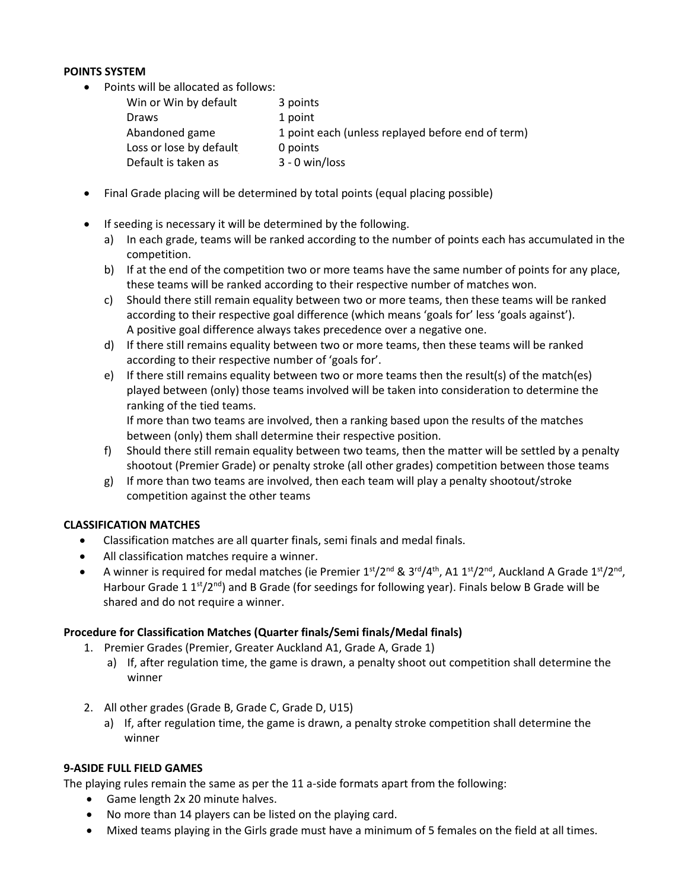**POINTS SYSTEM**

- Points will be allocated as follows:

| | |
|---|---|
| Win or Win by default | 3 points |
| Draws | 1 point |
| Abandoned game | 1 point each (unless replayed before end of term) |
| Loss or lose by default | 0 points |
| Default is taken as | 3 - 0 win/loss |

- Final Grade placing will be determined by total points (equal placing possible)

- If seeding is necessary it will be determined by the following.
  a) In each grade, teams will be ranked according to the number of points each has accumulated in the competition.
  b) If at the end of the competition two or more teams have the same number of points for any place, these teams will be ranked according to their respective number of matches won.
  c) Should there still remain equality between two or more teams, then these teams will be ranked according to their respective goal difference (which means 'goals for' less 'goals against'). A positive goal difference always takes precedence over a negative one.
  d) If there still remains equality between two or more teams, then these teams will be ranked according to their respective number of 'goals for'.
  e) If there still remains equality between two or more teams then the result(s) of the match(es) played between (only) those teams involved will be taken into consideration to determine the ranking of the tied teams.
     If more than two teams are involved, then a ranking based upon the results of the matches between (only) them shall determine their respective position.
  f) Should there still remain equality between two teams, then the matter will be settled by a penalty shootout (Premier Grade) or penalty stroke (all other grades) competition between those teams
  g) If more than two teams are involved, then each team will play a penalty shootout/stroke competition against the other teams

**CLASSIFICATION MATCHES**

- Classification matches are all quarter finals, semi finals and medal finals.
- All classification matches require a winner.
- A winner is required for medal matches (ie Premier 1st/2nd & 3rd/4th, A1 1st/2nd, Auckland A Grade 1st/2nd, Harbour Grade 1 1st/2nd) and B Grade (for seedings for following year). Finals below B Grade will be shared and do not require a winner.

**Procedure for Classification Matches (Quarter finals/Semi finals/Medal finals)**

1. Premier Grades (Premier, Greater Auckland A1, Grade A, Grade 1)
   a) If, after regulation time, the game is drawn, a penalty shoot out competition shall determine the winner

2. All other grades (Grade B, Grade C, Grade D, U15)
   a) If, after regulation time, the game is drawn, a penalty stroke competition shall determine the winner

**9-ASIDE FULL FIELD GAMES**

The playing rules remain the same as per the 11 a-side formats apart from the following:

- Game length 2x 20 minute halves.
- No more than 14 players can be listed on the playing card.
- Mixed teams playing in the Girls grade must have a minimum of 5 females on the field at all times.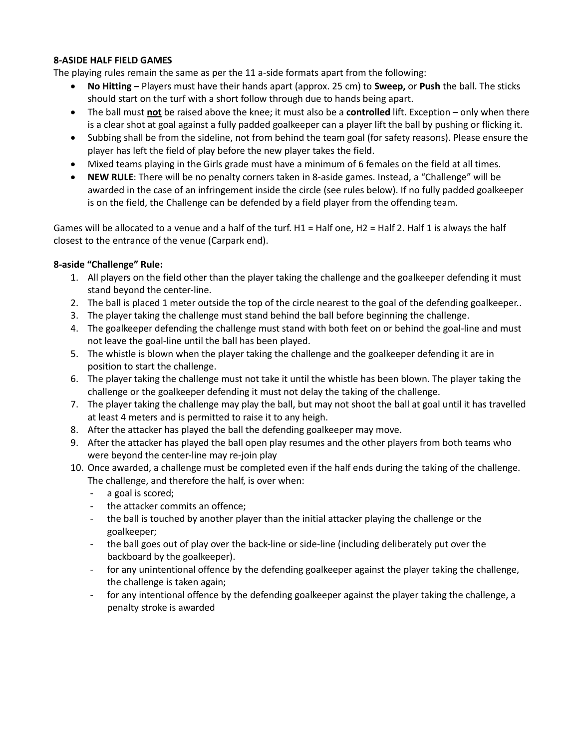**8-ASIDE HALF FIELD GAMES**

The playing rules remain the same as per the 11 a-side formats apart from the following:

- **No Hitting –** Players must have their hands apart (approx. 25 cm) to **Sweep,** or **Push** the ball. The sticks should start on the turf with a short follow through due to hands being apart.
- The ball must **not** be raised above the knee; it must also be a **controlled** lift. Exception – only when there is a clear shot at goal against a fully padded goalkeeper can a player lift the ball by pushing or flicking it.
- Subbing shall be from the sideline, not from behind the team goal (for safety reasons). Please ensure the player has left the field of play before the new player takes the field.
- Mixed teams playing in the Girls grade must have a minimum of 6 females on the field at all times.
- **NEW RULE**: There will be no penalty corners taken in 8-aside games. Instead, a "Challenge" will be awarded in the case of an infringement inside the circle (see rules below). If no fully padded goalkeeper is on the field, the Challenge can be defended by a field player from the offending team.

Games will be allocated to a venue and a half of the turf. H1 = Half one, H2 = Half 2. Half 1 is always the half closest to the entrance of the venue (Carpark end).

**8-aside "Challenge" Rule:**

1. All players on the field other than the player taking the challenge and the goalkeeper defending it must stand beyond the center-line.
2. The ball is placed 1 meter outside the top of the circle nearest to the goal of the defending goalkeeper..
3. The player taking the challenge must stand behind the ball before beginning the challenge.
4. The goalkeeper defending the challenge must stand with both feet on or behind the goal-line and must not leave the goal-line until the ball has been played.
5. The whistle is blown when the player taking the challenge and the goalkeeper defending it are in position to start the challenge.
6. The player taking the challenge must not take it until the whistle has been blown. The player taking the challenge or the goalkeeper defending it must not delay the taking of the challenge.
7. The player taking the challenge may play the ball, but may not shoot the ball at goal until it has travelled at least 4 meters and is permitted to raise it to any heigh.
8. After the attacker has played the ball the defending goalkeeper may move.
9. After the attacker has played the ball open play resumes and the other players from both teams who were beyond the center-line may re-join play
10. Once awarded, a challenge must be completed even if the half ends during the taking of the challenge. The challenge, and therefore the half, is over when:
    - a goal is scored;
    - the attacker commits an offence;
    - the ball is touched by another player than the initial attacker playing the challenge or the goalkeeper;
    - the ball goes out of play over the back-line or side-line (including deliberately put over the backboard by the goalkeeper).
    - for any unintentional offence by the defending goalkeeper against the player taking the challenge, the challenge is taken again;
    - for any intentional offence by the defending goalkeeper against the player taking the challenge, a penalty stroke is awarded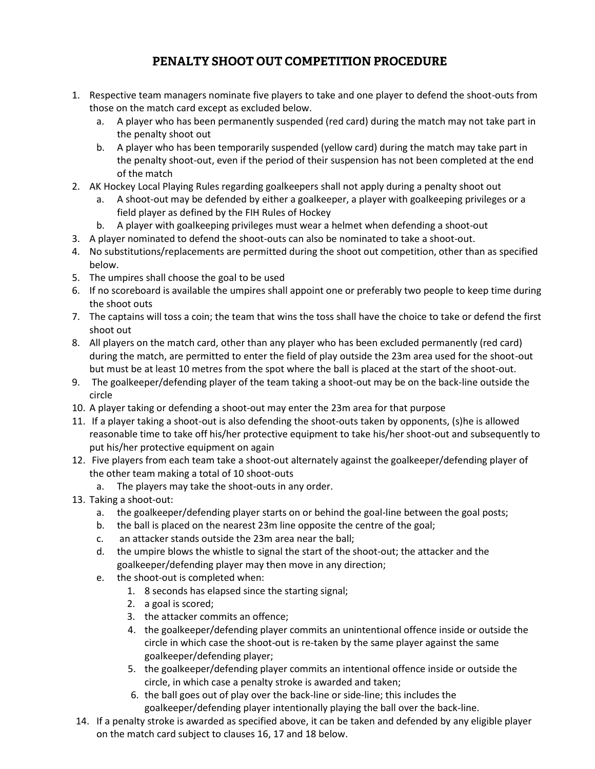# PENALTY SHOOT OUT COMPETITION PROCEDURE

1. Respective team managers nominate five players to take and one player to defend the shoot-outs from those on the match card except as excluded below.
    a. A player who has been permanently suspended (red card) during the match may not take part in the penalty shoot out
    b. A player who has been temporarily suspended (yellow card) during the match may take part in the penalty shoot-out, even if the period of their suspension has not been completed at the end of the match
2. AK Hockey Local Playing Rules regarding goalkeepers shall not apply during a penalty shoot out
    a. A shoot-out may be defended by either a goalkeeper, a player with goalkeeping privileges or a field player as defined by the FIH Rules of Hockey
    b. A player with goalkeeping privileges must wear a helmet when defending a shoot-out
3. A player nominated to defend the shoot-outs can also be nominated to take a shoot-out.
4. No substitutions/replacements are permitted during the shoot out competition, other than as specified below.
5. The umpires shall choose the goal to be used
6. If no scoreboard is available the umpires shall appoint one or preferably two people to keep time during the shoot outs
7. The captains will toss a coin; the team that wins the toss shall have the choice to take or defend the first shoot out
8. All players on the match card, other than any player who has been excluded permanently (red card) during the match, are permitted to enter the field of play outside the 23m area used for the shoot-out but must be at least 10 metres from the spot where the ball is placed at the start of the shoot-out.
9. The goalkeeper/defending player of the team taking a shoot-out may be on the back-line outside the circle
10. A player taking or defending a shoot-out may enter the 23m area for that purpose
11. If a player taking a shoot-out is also defending the shoot-outs taken by opponents, (s)he is allowed reasonable time to take off his/her protective equipment to take his/her shoot-out and subsequently to put his/her protective equipment on again
12. Five players from each team take a shoot-out alternately against the goalkeeper/defending player of the other team making a total of 10 shoot-outs
    a. The players may take the shoot-outs in any order.
13. Taking a shoot-out:
    a. the goalkeeper/defending player starts on or behind the goal-line between the goal posts;
    b. the ball is placed on the nearest 23m line opposite the centre of the goal;
    c. an attacker stands outside the 23m area near the ball;
    d. the umpire blows the whistle to signal the start of the shoot-out; the attacker and the goalkeeper/defending player may then move in any direction;
    e. the shoot-out is completed when:
        1. 8 seconds has elapsed since the starting signal;
        2. a goal is scored;
        3. the attacker commits an offence;
        4. the goalkeeper/defending player commits an unintentional offence inside or outside the circle in which case the shoot-out is re-taken by the same player against the same goalkeeper/defending player;
        5. the goalkeeper/defending player commits an intentional offence inside or outside the circle, in which case a penalty stroke is awarded and taken;
        6. the ball goes out of play over the back-line or side-line; this includes the goalkeeper/defending player intentionally playing the ball over the back-line.
14. If a penalty stroke is awarded as specified above, it can be taken and defended by any eligible player on the match card subject to clauses 16, 17 and 18 below.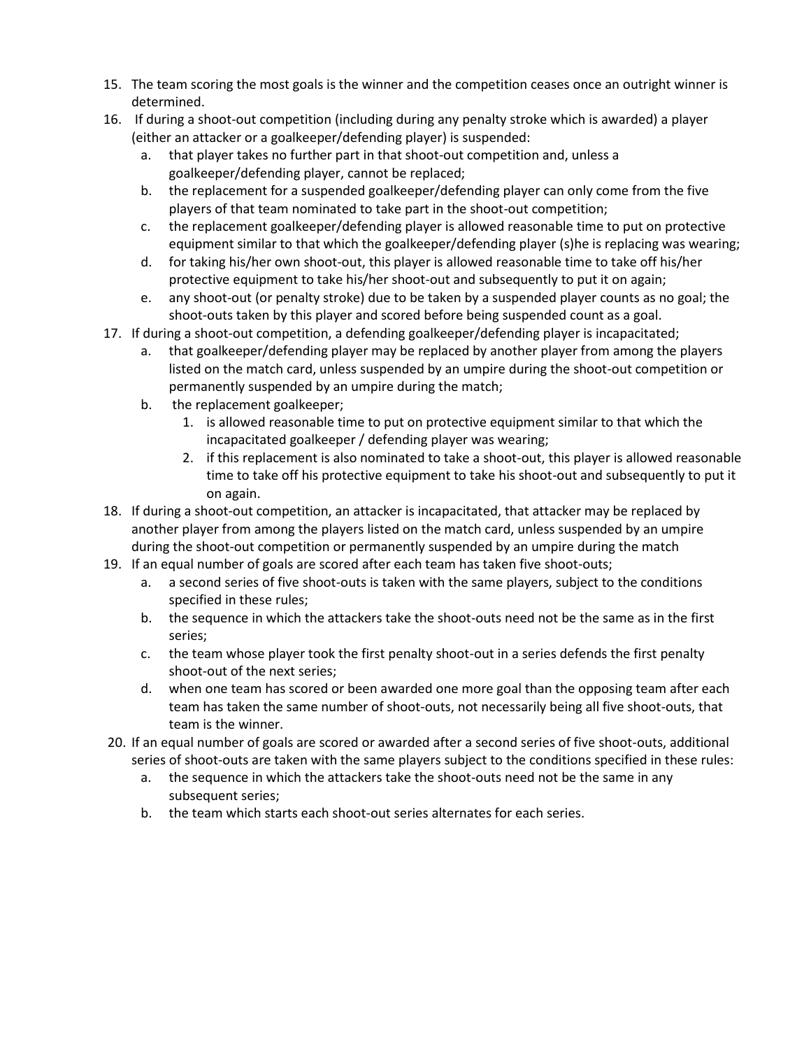15. The team scoring the most goals is the winner and the competition ceases once an outright winner is determined.
16. If during a shoot-out competition (including during any penalty stroke which is awarded) a player (either an attacker or a goalkeeper/defending player) is suspended:
    a. that player takes no further part in that shoot-out competition and, unless a goalkeeper/defending player, cannot be replaced;
    b. the replacement for a suspended goalkeeper/defending player can only come from the five players of that team nominated to take part in the shoot-out competition;
    c. the replacement goalkeeper/defending player is allowed reasonable time to put on protective equipment similar to that which the goalkeeper/defending player (s)he is replacing was wearing;
    d. for taking his/her own shoot-out, this player is allowed reasonable time to take off his/her protective equipment to take his/her shoot-out and subsequently to put it on again;
    e. any shoot-out (or penalty stroke) due to be taken by a suspended player counts as no goal; the shoot-outs taken by this player and scored before being suspended count as a goal.
17. If during a shoot-out competition, a defending goalkeeper/defending player is incapacitated;
    a. that goalkeeper/defending player may be replaced by another player from among the players listed on the match card, unless suspended by an umpire during the shoot-out competition or permanently suspended by an umpire during the match;
    b. the replacement goalkeeper;
        1. is allowed reasonable time to put on protective equipment similar to that which the incapacitated goalkeeper / defending player was wearing;
        2. if this replacement is also nominated to take a shoot-out, this player is allowed reasonable time to take off his protective equipment to take his shoot-out and subsequently to put it on again.
18. If during a shoot-out competition, an attacker is incapacitated, that attacker may be replaced by another player from among the players listed on the match card, unless suspended by an umpire during the shoot-out competition or permanently suspended by an umpire during the match
19. If an equal number of goals are scored after each team has taken five shoot-outs;
    a. a second series of five shoot-outs is taken with the same players, subject to the conditions specified in these rules;
    b. the sequence in which the attackers take the shoot-outs need not be the same as in the first series;
    c. the team whose player took the first penalty shoot-out in a series defends the first penalty shoot-out of the next series;
    d. when one team has scored or been awarded one more goal than the opposing team after each team has taken the same number of shoot-outs, not necessarily being all five shoot-outs, that team is the winner.
20. If an equal number of goals are scored or awarded after a second series of five shoot-outs, additional series of shoot-outs are taken with the same players subject to the conditions specified in these rules:
    a. the sequence in which the attackers take the shoot-outs need not be the same in any subsequent series;
    b. the team which starts each shoot-out series alternates for each series.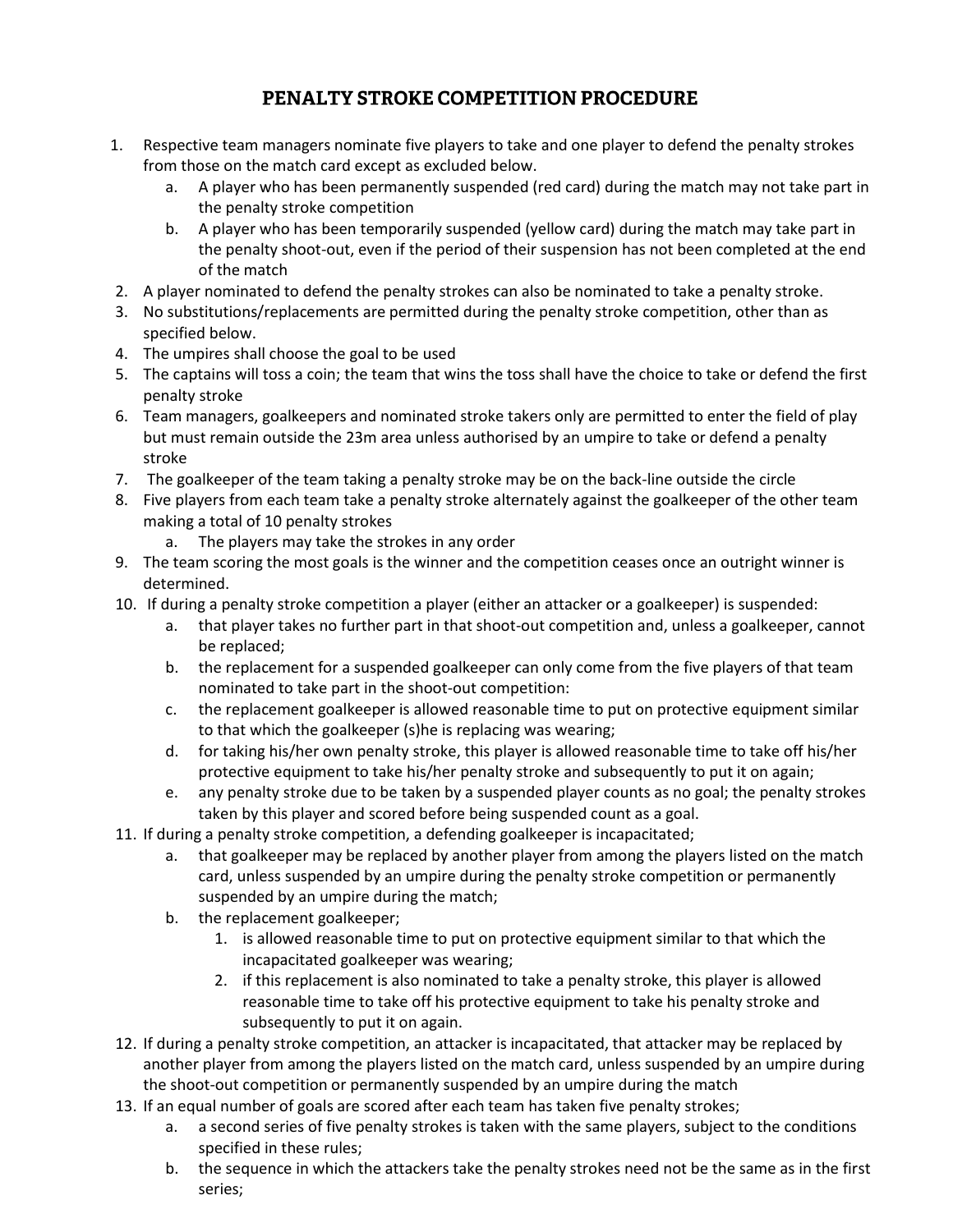# PENALTY STROKE COMPETITION PROCEDURE

1. Respective team managers nominate five players to take and one player to defend the penalty strokes from those on the match card except as excluded below.
   a. A player who has been permanently suspended (red card) during the match may not take part in the penalty stroke competition
   b. A player who has been temporarily suspended (yellow card) during the match may take part in the penalty shoot-out, even if the period of their suspension has not been completed at the end of the match
2. A player nominated to defend the penalty strokes can also be nominated to take a penalty stroke.
3. No substitutions/replacements are permitted during the penalty stroke competition, other than as specified below.
4. The umpires shall choose the goal to be used
5. The captains will toss a coin; the team that wins the toss shall have the choice to take or defend the first penalty stroke
6. Team managers, goalkeepers and nominated stroke takers only are permitted to enter the field of play but must remain outside the 23m area unless authorised by an umpire to take or defend a penalty stroke
7. The goalkeeper of the team taking a penalty stroke may be on the back-line outside the circle
8. Five players from each team take a penalty stroke alternately against the goalkeeper of the other team making a total of 10 penalty strokes
   a. The players may take the strokes in any order
9. The team scoring the most goals is the winner and the competition ceases once an outright winner is determined.
10. If during a penalty stroke competition a player (either an attacker or a goalkeeper) is suspended:
    a. that player takes no further part in that shoot-out competition and, unless a goalkeeper, cannot be replaced;
    b. the replacement for a suspended goalkeeper can only come from the five players of that team nominated to take part in the shoot-out competition:
    c. the replacement goalkeeper is allowed reasonable time to put on protective equipment similar to that which the goalkeeper (s)he is replacing was wearing;
    d. for taking his/her own penalty stroke, this player is allowed reasonable time to take off his/her protective equipment to take his/her penalty stroke and subsequently to put it on again;
    e. any penalty stroke due to be taken by a suspended player counts as no goal; the penalty strokes taken by this player and scored before being suspended count as a goal.
11. If during a penalty stroke competition, a defending goalkeeper is incapacitated;
    a. that goalkeeper may be replaced by another player from among the players listed on the match card, unless suspended by an umpire during the penalty stroke competition or permanently suspended by an umpire during the match;
    b. the replacement goalkeeper;
       1. is allowed reasonable time to put on protective equipment similar to that which the incapacitated goalkeeper was wearing;
       2. if this replacement is also nominated to take a penalty stroke, this player is allowed reasonable time to take off his protective equipment to take his penalty stroke and subsequently to put it on again.
12. If during a penalty stroke competition, an attacker is incapacitated, that attacker may be replaced by another player from among the players listed on the match card, unless suspended by an umpire during the shoot-out competition or permanently suspended by an umpire during the match
13. If an equal number of goals are scored after each team has taken five penalty strokes;
    a. a second series of five penalty strokes is taken with the same players, subject to the conditions specified in these rules;
    b. the sequence in which the attackers take the penalty strokes need not be the same as in the first series;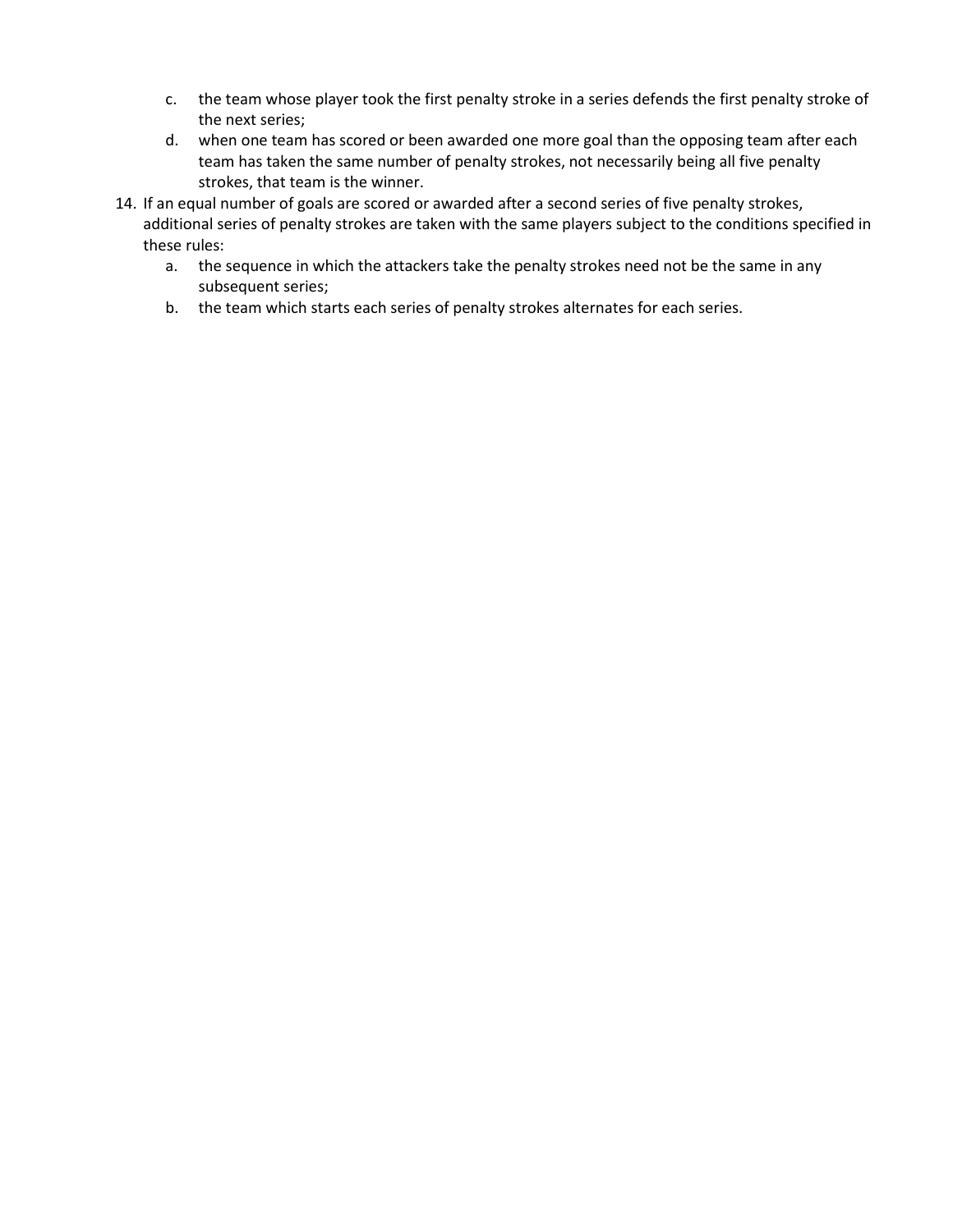c. the team whose player took the first penalty stroke in a series defends the first penalty stroke of the next series;
   d. when one team has scored or been awarded one more goal than the opposing team after each team has taken the same number of penalty strokes, not necessarily being all five penalty strokes, that team is the winner.

14. If an equal number of goals are scored or awarded after a second series of five penalty strokes, additional series of penalty strokes are taken with the same players subject to the conditions specified in these rules:
    a. the sequence in which the attackers take the penalty strokes need not be the same in any subsequent series;
    b. the team which starts each series of penalty strokes alternates for each series.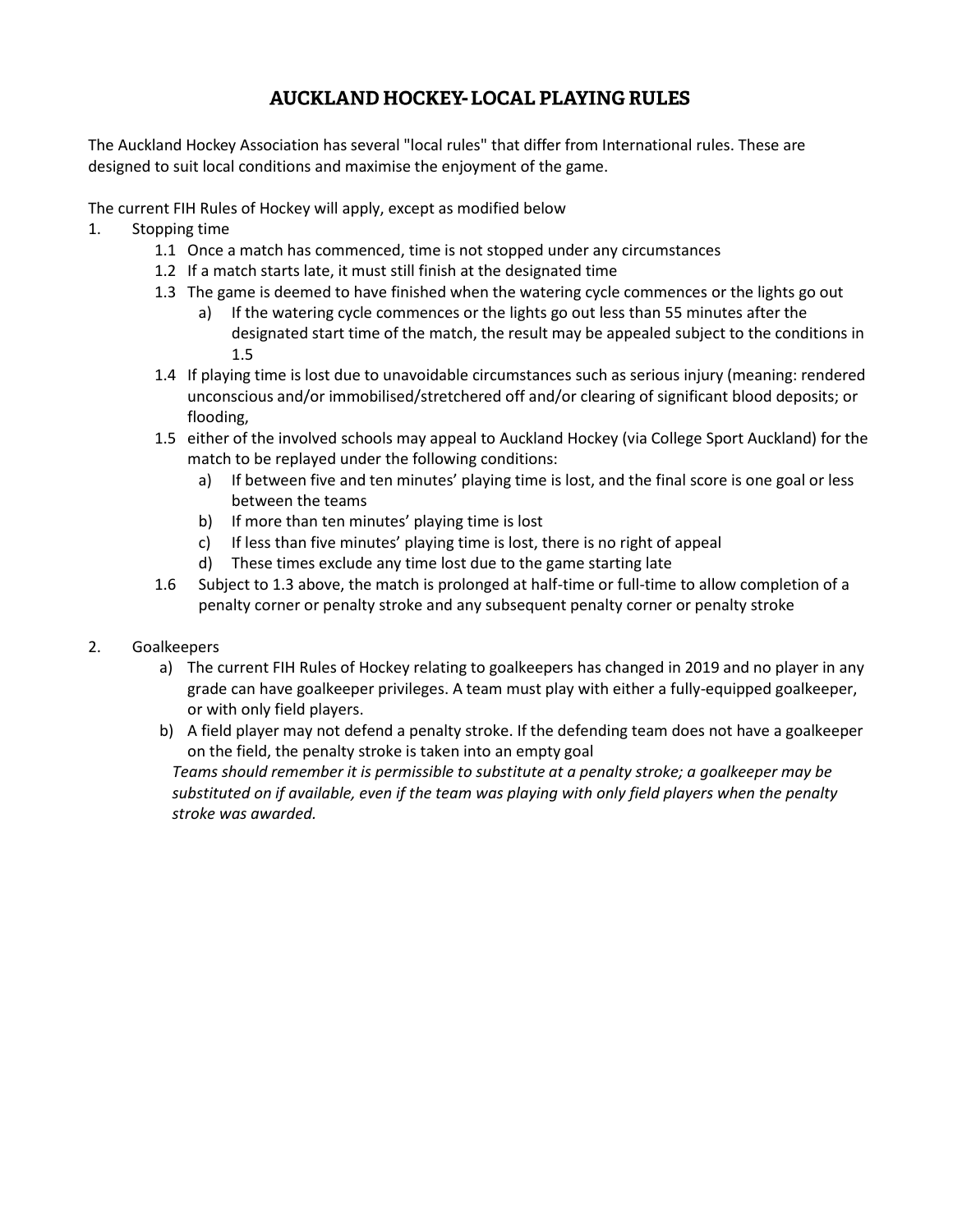# AUCKLAND HOCKEY- LOCAL PLAYING RULES

The Auckland Hockey Association has several "local rules" that differ from International rules. These are designed to suit local conditions and maximise the enjoyment of the game.

The current FIH Rules of Hockey will apply, except as modified below

1. Stopping time
   - 1.1 Once a match has commenced, time is not stopped under any circumstances
   - 1.2 If a match starts late, it must still finish at the designated time
   - 1.3 The game is deemed to have finished when the watering cycle commences or the lights go out
     - a) If the watering cycle commences or the lights go out less than 55 minutes after the designated start time of the match, the result may be appealed subject to the conditions in 1.5
   - 1.4 If playing time is lost due to unavoidable circumstances such as serious injury (meaning: rendered unconscious and/or immobilised/stretchered off and/or clearing of significant blood deposits; or flooding,
   - 1.5 either of the involved schools may appeal to Auckland Hockey (via College Sport Auckland) for the match to be replayed under the following conditions:
     - a) If between five and ten minutes' playing time is lost, and the final score is one goal or less between the teams
     - b) If more than ten minutes' playing time is lost
     - c) If less than five minutes' playing time is lost, there is no right of appeal
     - d) These times exclude any time lost due to the game starting late
   - 1.6 Subject to 1.3 above, the match is prolonged at half-time or full-time to allow completion of a penalty corner or penalty stroke and any subsequent penalty corner or penalty stroke

2. Goalkeepers
   - a) The current FIH Rules of Hockey relating to goalkeepers has changed in 2019 and no player in any grade can have goalkeeper privileges. A team must play with either a fully-equipped goalkeeper, or with only field players.
   - b) A field player may not defend a penalty stroke. If the defending team does not have a goalkeeper on the field, the penalty stroke is taken into an empty goal

     *Teams should remember it is permissible to substitute at a penalty stroke; a goalkeeper may be substituted on if available, even if the team was playing with only field players when the penalty stroke was awarded.*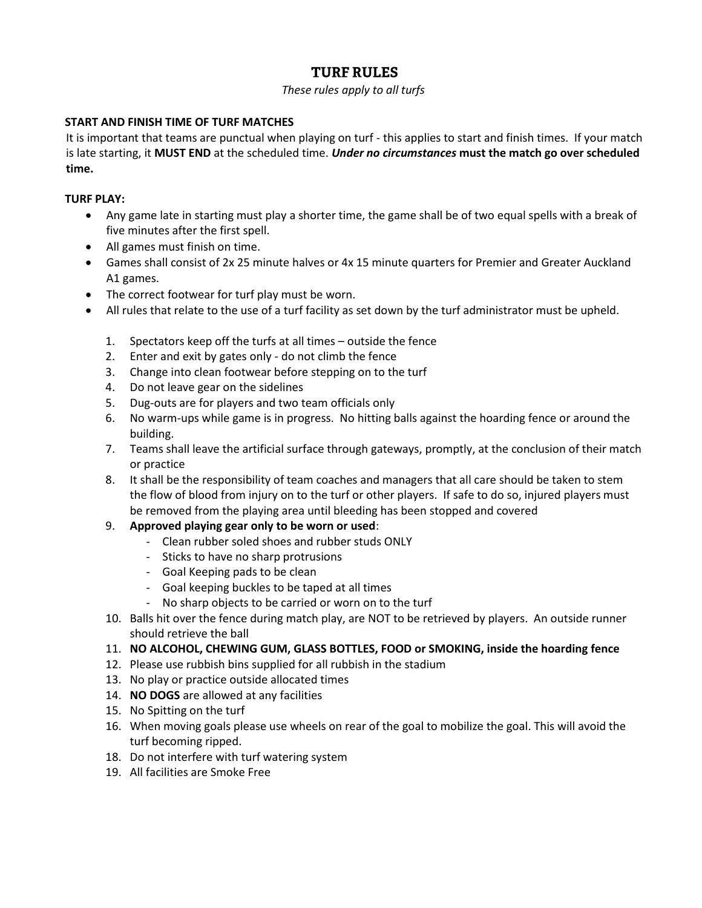# TURF RULES

*These rules apply to all turfs*

**START AND FINISH TIME OF TURF MATCHES**

It is important that teams are punctual when playing on turf - this applies to start and finish times. If your match is late starting, it **MUST END** at the scheduled time. ***Under no circumstances*** **must the match go over scheduled time.**

**TURF PLAY:**

- Any game late in starting must play a shorter time, the game shall be of two equal spells with a break of five minutes after the first spell.
- All games must finish on time.
- Games shall consist of 2x 25 minute halves or 4x 15 minute quarters for Premier and Greater Auckland A1 games.
- The correct footwear for turf play must be worn.
- All rules that relate to the use of a turf facility as set down by the turf administrator must be upheld.

1. Spectators keep off the turfs at all times – outside the fence
2. Enter and exit by gates only - do not climb the fence
3. Change into clean footwear before stepping on to the turf
4. Do not leave gear on the sidelines
5. Dug-outs are for players and two team officials only
6. No warm-ups while game is in progress. No hitting balls against the hoarding fence or around the building.
7. Teams shall leave the artificial surface through gateways, promptly, at the conclusion of their match or practice
8. It shall be the responsibility of team coaches and managers that all care should be taken to stem the flow of blood from injury on to the turf or other players. If safe to do so, injured players must be removed from the playing area until bleeding has been stopped and covered
9. **Approved playing gear only to be worn or used**:
   - Clean rubber soled shoes and rubber studs ONLY
   - Sticks to have no sharp protrusions
   - Goal Keeping pads to be clean
   - Goal keeping buckles to be taped at all times
   - No sharp objects to be carried or worn on to the turf
10. Balls hit over the fence during match play, are NOT to be retrieved by players. An outside runner should retrieve the ball
11. **NO ALCOHOL, CHEWING GUM, GLASS BOTTLES, FOOD or SMOKING, inside the hoarding fence**
12. Please use rubbish bins supplied for all rubbish in the stadium
13. No play or practice outside allocated times
14. **NO DOGS** are allowed at any facilities
15. No Spitting on the turf
16. When moving goals please use wheels on rear of the goal to mobilize the goal. This will avoid the turf becoming ripped.

18. Do not interfere with turf watering system
19. All facilities are Smoke Free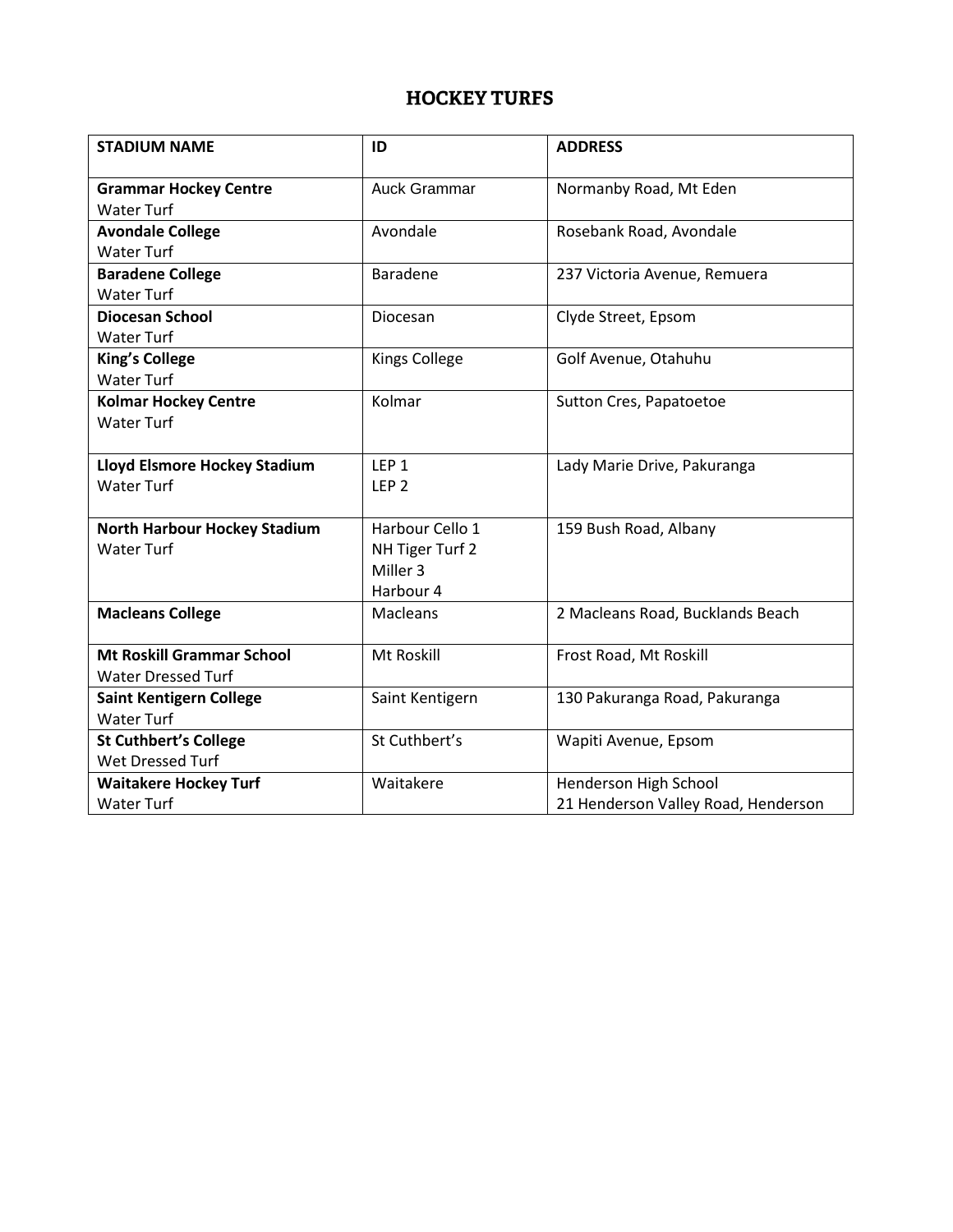# HOCKEY TURFS

| STADIUM NAME | ID | ADDRESS |
|---|---|---|
| **Grammar Hockey Centre**<br>Water Turf | Auck Grammar | Normanby Road, Mt Eden |
| **Avondale College**<br>Water Turf | Avondale | Rosebank Road, Avondale |
| **Baradene College**<br>Water Turf | Baradene | 237 Victoria Avenue, Remuera |
| **Diocesan School**<br>Water Turf | Diocesan | Clyde Street, Epsom |
| **King's College**<br>Water Turf | Kings College | Golf Avenue, Otahuhu |
| **Kolmar Hockey Centre**<br>Water Turf | Kolmar | Sutton Cres, Papatoetoe |
| **Lloyd Elsmore Hockey Stadium**<br>Water Turf | LEP 1<br>LEP 2 | Lady Marie Drive, Pakuranga |
| **North Harbour Hockey Stadium**<br>Water Turf | Harbour Cello 1<br>NH Tiger Turf 2<br>Miller 3<br>Harbour 4 | 159 Bush Road, Albany |
| **Macleans College** | Macleans | 2 Macleans Road, Bucklands Beach |
| **Mt Roskill Grammar School**<br>Water Dressed Turf | Mt Roskill | Frost Road, Mt Roskill |
| **Saint Kentigern College**<br>Water Turf | Saint Kentigern | 130 Pakuranga Road, Pakuranga |
| **St Cuthbert's College**<br>Wet Dressed Turf | St Cuthbert's | Wapiti Avenue, Epsom |
| **Waitakere Hockey Turf**<br>Water Turf | Waitakere | Henderson High School<br>21 Henderson Valley Road, Henderson |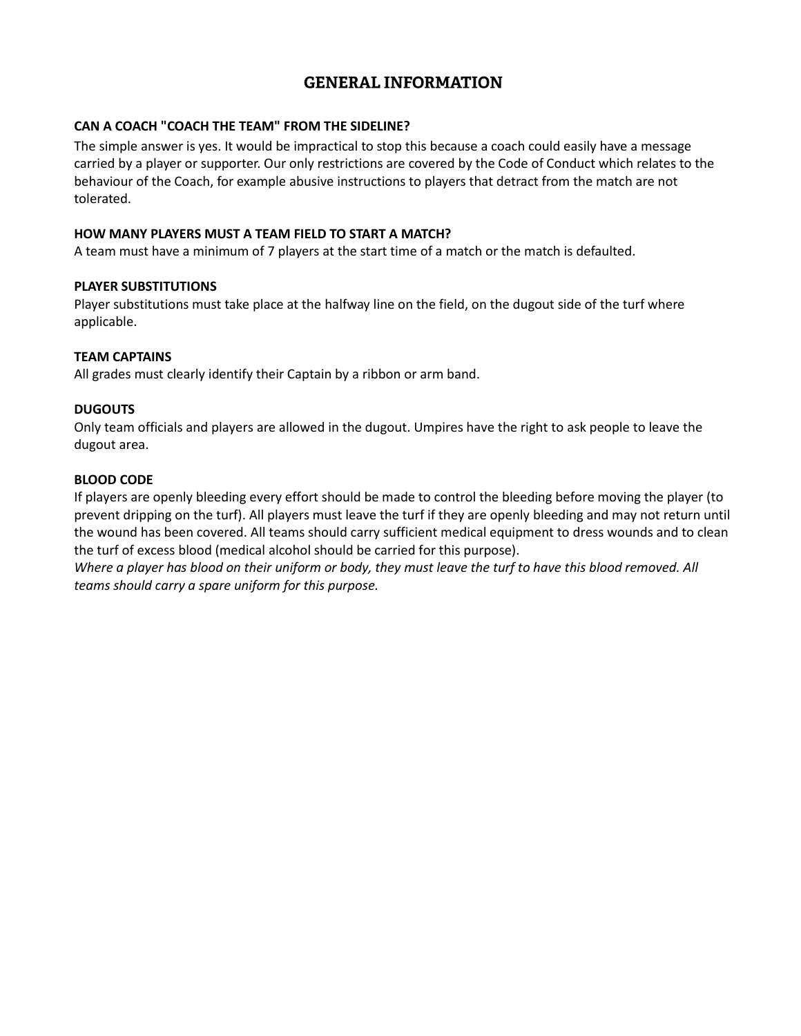# GENERAL INFORMATION

**CAN A COACH "COACH THE TEAM" FROM THE SIDELINE?**

The simple answer is yes. It would be impractical to stop this because a coach could easily have a message carried by a player or supporter. Our only restrictions are covered by the Code of Conduct which relates to the behaviour of the Coach, for example abusive instructions to players that detract from the match are not tolerated.

**HOW MANY PLAYERS MUST A TEAM FIELD TO START A MATCH?**

A team must have a minimum of 7 players at the start time of a match or the match is defaulted.

**PLAYER SUBSTITUTIONS**

Player substitutions must take place at the halfway line on the field, on the dugout side of the turf where applicable.

**TEAM CAPTAINS**

All grades must clearly identify their Captain by a ribbon or arm band.

**DUGOUTS**

Only team officials and players are allowed in the dugout. Umpires have the right to ask people to leave the dugout area.

**BLOOD CODE**

If players are openly bleeding every effort should be made to control the bleeding before moving the player (to prevent dripping on the turf). All players must leave the turf if they are openly bleeding and may not return until the wound has been covered. All teams should carry sufficient medical equipment to dress wounds and to clean the turf of excess blood (medical alcohol should be carried for this purpose).

*Where a player has blood on their uniform or body, they must leave the turf to have this blood removed. All teams should carry a spare uniform for this purpose.*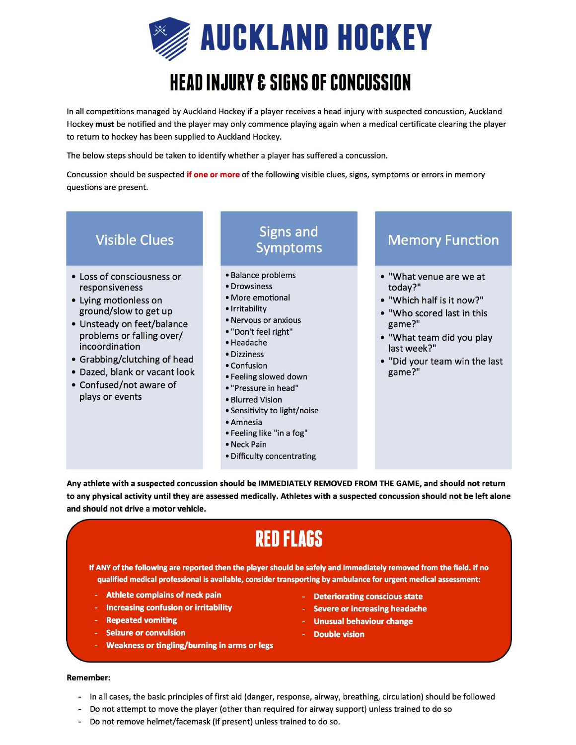# AUCKLAND HOCKEY

## HEAD INJURY & SIGNS OF CONCUSSION

In all competitions managed by Auckland Hockey if a player receives a head injury with suspected concussion, Auckland Hockey **must** be notified and the player may only commence playing again when a medical certificate clearing the player to return to hockey has been supplied to Auckland Hockey.

The below steps should be taken to identify whether a player has suffered a concussion.

Concussion should be suspected **if one or more** of the following visible clues, signs, symptoms or errors in memory questions are present.

### Visible Clues

- Loss of consciousness or responsiveness
- Lying motionless on ground/slow to get up
- Unsteady on feet/balance problems or falling over/ incoordination
- Grabbing/clutching of head
- Dazed, blank or vacant look
- Confused/not aware of plays or events

### Signs and Symptoms

- Balance problems
- Drowsiness
- More emotional
- Irritability
- Nervous or anxious
- "Don't feel right"
- Headache
- Dizziness
- Confusion
- Feeling slowed down
- "Pressure in head"
- Blurred Vision
- Sensitivity to light/noise
- Amnesia
- Feeling like "in a fog"
- Neck Pain
- Difficulty concentrating

### Memory Function

- "What venue are we at today?"
- "Which half is it now?"
- "Who scored last in this game?"
- "What team did you play last week?"
- "Did your team win the last game?"

**Any athlete with a suspected concussion should be IMMEDIATELY REMOVED FROM THE GAME, and should not return to any physical activity until they are assessed medically. Athletes with a suspected concussion should not be left alone and should not drive a motor vehicle.**

## RED FLAGS

**If ANY of the following are reported then the player should be safely and immediately removed from the field. If no qualified medical professional is available, consider transporting by ambulance for urgent medical assessment:**

- **Athlete complains of neck pain**
- **Increasing confusion or irritability**
- **Repeated vomiting**
- **Seizure or convulsion**
- **Weakness or tingling/burning in arms or legs**
- **Deteriorating conscious state**
- **Severe or increasing headache**
- **Unusual behaviour change**
- **Double vision**

**Remember:**

- In all cases, the basic principles of first aid (danger, response, airway, breathing, circulation) should be followed
- Do not attempt to move the player (other than required for airway support) unless trained to do so
- Do not remove helmet/facemask (if present) unless trained to do so.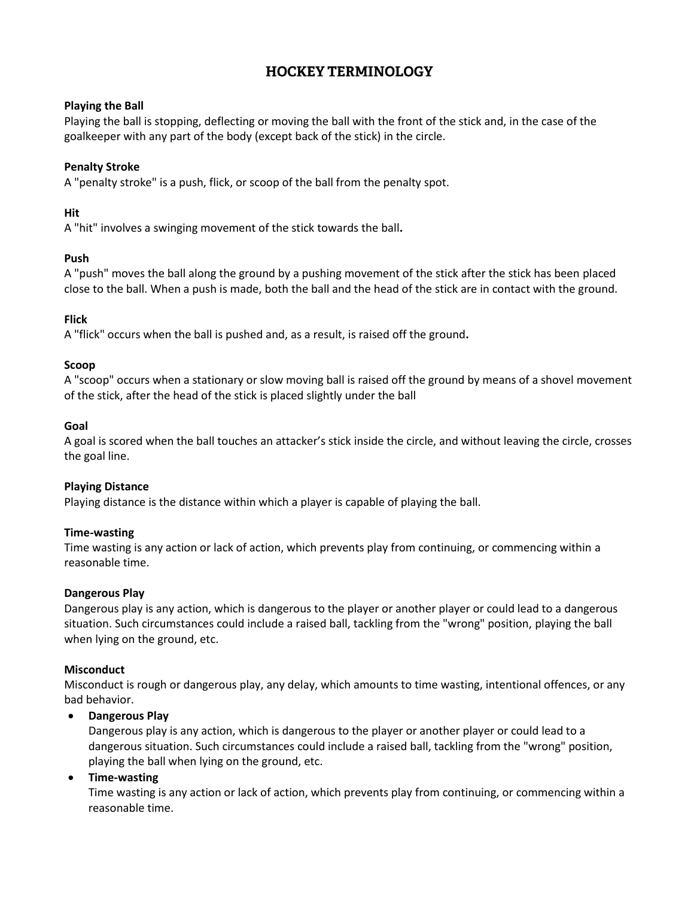# HOCKEY TERMINOLOGY

**Playing the Ball**
Playing the ball is stopping, deflecting or moving the ball with the front of the stick and, in the case of the goalkeeper with any part of the body (except back of the stick) in the circle.

**Penalty Stroke**
A "penalty stroke" is a push, flick, or scoop of the ball from the penalty spot.

**Hit**
A "hit" involves a swinging movement of the stick towards the ball**.**

**Push**
A "push" moves the ball along the ground by a pushing movement of the stick after the stick has been placed close to the ball. When a push is made, both the ball and the head of the stick are in contact with the ground.

**Flick**
A "flick" occurs when the ball is pushed and, as a result, is raised off the ground**.**

**Scoop**
A "scoop" occurs when a stationary or slow moving ball is raised off the ground by means of a shovel movement of the stick, after the head of the stick is placed slightly under the ball

**Goal**
A goal is scored when the ball touches an attacker's stick inside the circle, and without leaving the circle, crosses the goal line.

**Playing Distance**
Playing distance is the distance within which a player is capable of playing the ball.

**Time-wasting**
Time wasting is any action or lack of action, which prevents play from continuing, or commencing within a reasonable time.

**Dangerous Play**
Dangerous play is any action, which is dangerous to the player or another player or could lead to a dangerous situation. Such circumstances could include a raised ball, tackling from the "wrong" position, playing the ball when lying on the ground, etc.

**Misconduct**
Misconduct is rough or dangerous play, any delay, which amounts to time wasting, intentional offences, or any bad behavior.

- **Dangerous Play**
  Dangerous play is any action, which is dangerous to the player or another player or could lead to a dangerous situation. Such circumstances could include a raised ball, tackling from the "wrong" position, playing the ball when lying on the ground, etc.
- **Time-wasting**
  Time wasting is any action or lack of action, which prevents play from continuing, or commencing within a reasonable time.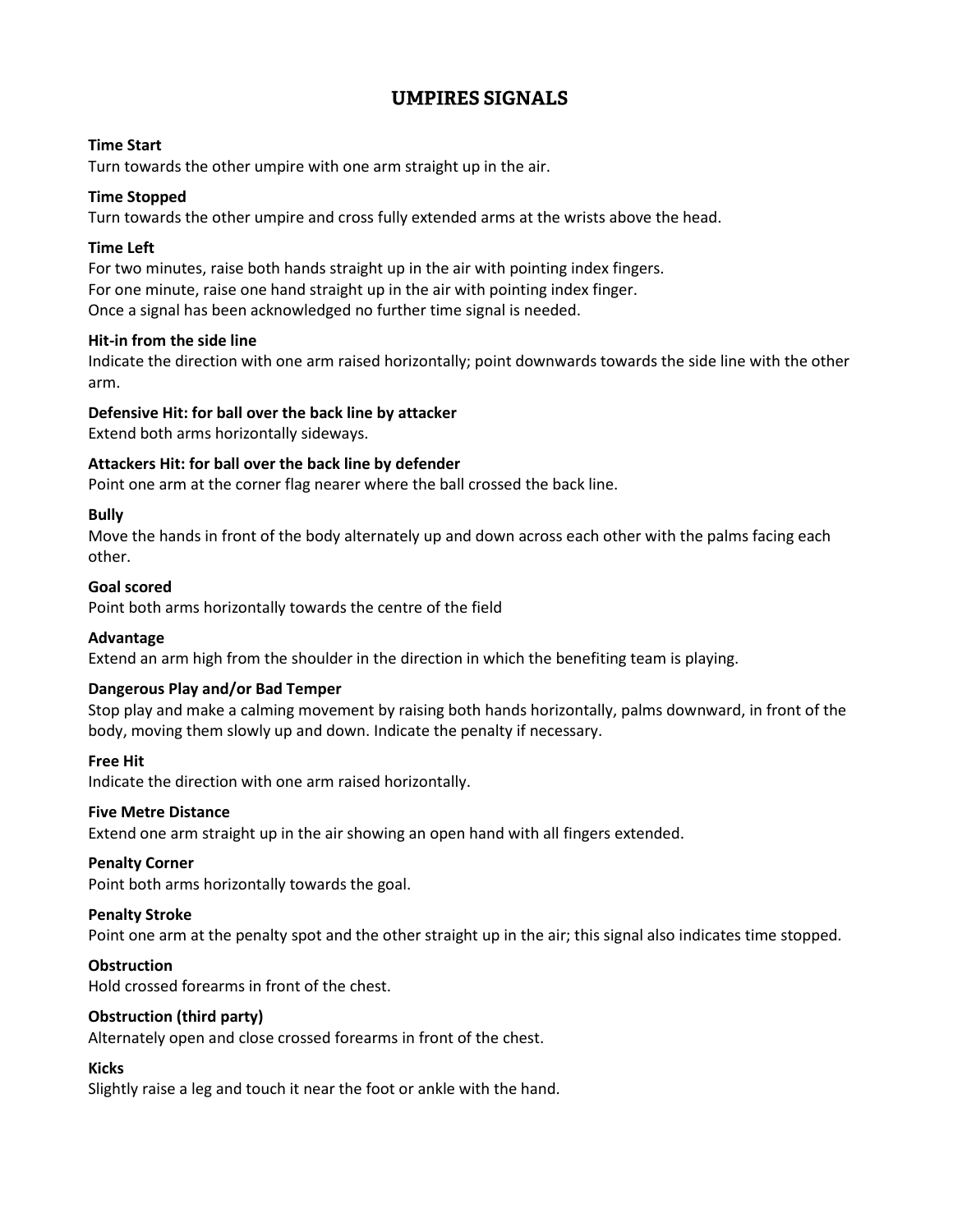# UMPIRES SIGNALS

**Time Start**
Turn towards the other umpire with one arm straight up in the air.

**Time Stopped**
Turn towards the other umpire and cross fully extended arms at the wrists above the head.

**Time Left**
For two minutes, raise both hands straight up in the air with pointing index fingers.
For one minute, raise one hand straight up in the air with pointing index finger.
Once a signal has been acknowledged no further time signal is needed.

**Hit-in from the side line**
Indicate the direction with one arm raised horizontally; point downwards towards the side line with the other arm.

**Defensive Hit: for ball over the back line by attacker**
Extend both arms horizontally sideways.

**Attackers Hit: for ball over the back line by defender**
Point one arm at the corner flag nearer where the ball crossed the back line.

**Bully**
Move the hands in front of the body alternately up and down across each other with the palms facing each other.

**Goal scored**
Point both arms horizontally towards the centre of the field

**Advantage**
Extend an arm high from the shoulder in the direction in which the benefiting team is playing.

**Dangerous Play and/or Bad Temper**
Stop play and make a calming movement by raising both hands horizontally, palms downward, in front of the body, moving them slowly up and down. Indicate the penalty if necessary.

**Free Hit**
Indicate the direction with one arm raised horizontally.

**Five Metre Distance**
Extend one arm straight up in the air showing an open hand with all fingers extended.

**Penalty Corner**
Point both arms horizontally towards the goal.

**Penalty Stroke**
Point one arm at the penalty spot and the other straight up in the air; this signal also indicates time stopped.

**Obstruction**
Hold crossed forearms in front of the chest.

**Obstruction (third party)**
Alternately open and close crossed forearms in front of the chest.

**Kicks**
Slightly raise a leg and touch it near the foot or ankle with the hand.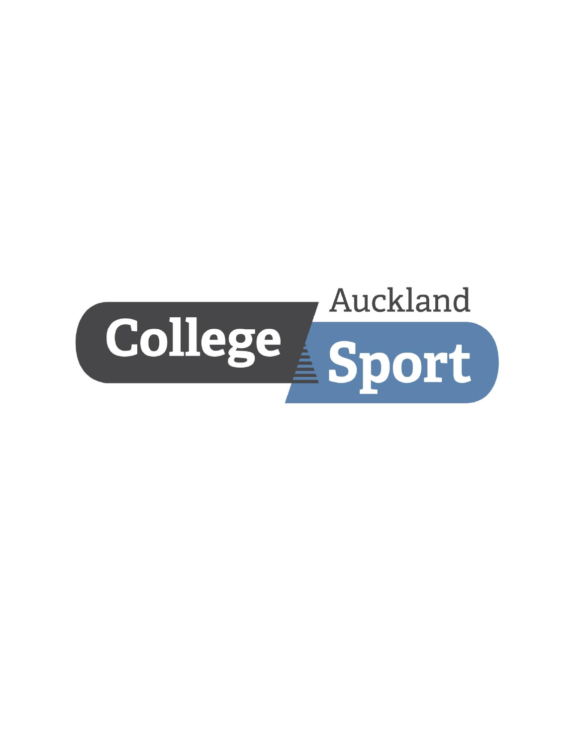Auckland College Sport